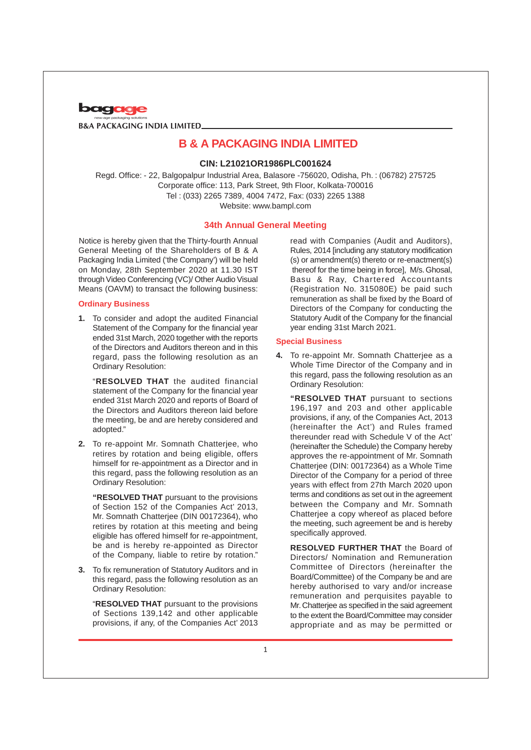# B & A PACKAGING INDIA LIMITED

**CIN: L21021OR1986PLC001624**

Regd. Office: - 22, Balgopalpur Industrial Area, Balasore -756020, Odisha, Ph. : (06782) 275725
Corporate office: 113, Park Street, 9th Floor, Kolkata-700016
Tel : (033) 2265 7389, 4004 7472, Fax: (033) 2265 1388
Website: www.bampl.com

## 34th Annual General Meeting

Notice is hereby given that the Thirty-fourth Annual General Meeting of the Shareholders of B & A Packaging India Limited ('the Company') will be held on Monday, 28th September 2020 at 11.30 IST through Video Conferencing (VC)/ Other Audio Visual Means (OAVM) to transact the following business:

### Ordinary Business

1. To consider and adopt the audited Financial Statement of the Company for the financial year ended 31st March, 2020 together with the reports of the Directors and Auditors thereon and in this regard, pass the following resolution as an Ordinary Resolution:

   "**RESOLVED THAT** the audited financial statement of the Company for the financial year ended 31st March 2020 and reports of Board of the Directors and Auditors thereon laid before the meeting, be and are hereby considered and adopted."

2. To re-appoint Mr. Somnath Chatterjee, who retires by rotation and being eligible, offers himself for re-appointment as a Director and in this regard, pass the following resolution as an Ordinary Resolution:

   **"RESOLVED THAT** pursuant to the provisions of Section 152 of the Companies Act' 2013, Mr. Somnath Chatterjee (DIN 00172364), who retires by rotation at this meeting and being eligible has offered himself for re-appointment, be and is hereby re-appointed as Director of the Company, liable to retire by rotation."

3. To fix remuneration of Statutory Auditors and in this regard, pass the following resolution as an Ordinary Resolution:

   "**RESOLVED THAT** pursuant to the provisions of Sections 139,142 and other applicable provisions, if any, of the Companies Act' 2013 read with Companies (Audit and Auditors), Rules, 2014 [including any statutory modification (s) or amendment(s) thereto or re-enactment(s) thereof for the time being in force], M/s. Ghosal, Basu & Ray, Chartered Accountants (Registration No. 315080E) be paid such remuneration as shall be fixed by the Board of Directors of the Company for conducting the Statutory Audit of the Company for the financial year ending 31st March 2021.

### Special Business

4. To re-appoint Mr. Somnath Chatterjee as a Whole Time Director of the Company and in this regard, pass the following resolution as an Ordinary Resolution:

   **"RESOLVED THAT** pursuant to sections 196,197 and 203 and other applicable provisions, if any, of the Companies Act, 2013 (hereinafter the Act') and Rules framed thereunder read with Schedule V of the Act' (hereinafter the Schedule) the Company hereby approves the re-appointment of Mr. Somnath Chatterjee (DIN: 00172364) as a Whole Time Director of the Company for a period of three years with effect from 27th March 2020 upon terms and conditions as set out in the agreement between the Company and Mr. Somnath Chatterjee a copy whereof as placed before the meeting, such agreement be and is hereby specifically approved.

   **RESOLVED FURTHER THAT** the Board of Directors/ Nomination and Remuneration Committee of Directors (hereinafter the Board/Committee) of the Company be and are hereby authorised to vary and/or increase remuneration and perquisites payable to Mr. Chatterjee as specified in the said agreement to the extent the Board/Committee may consider appropriate and as may be permitted or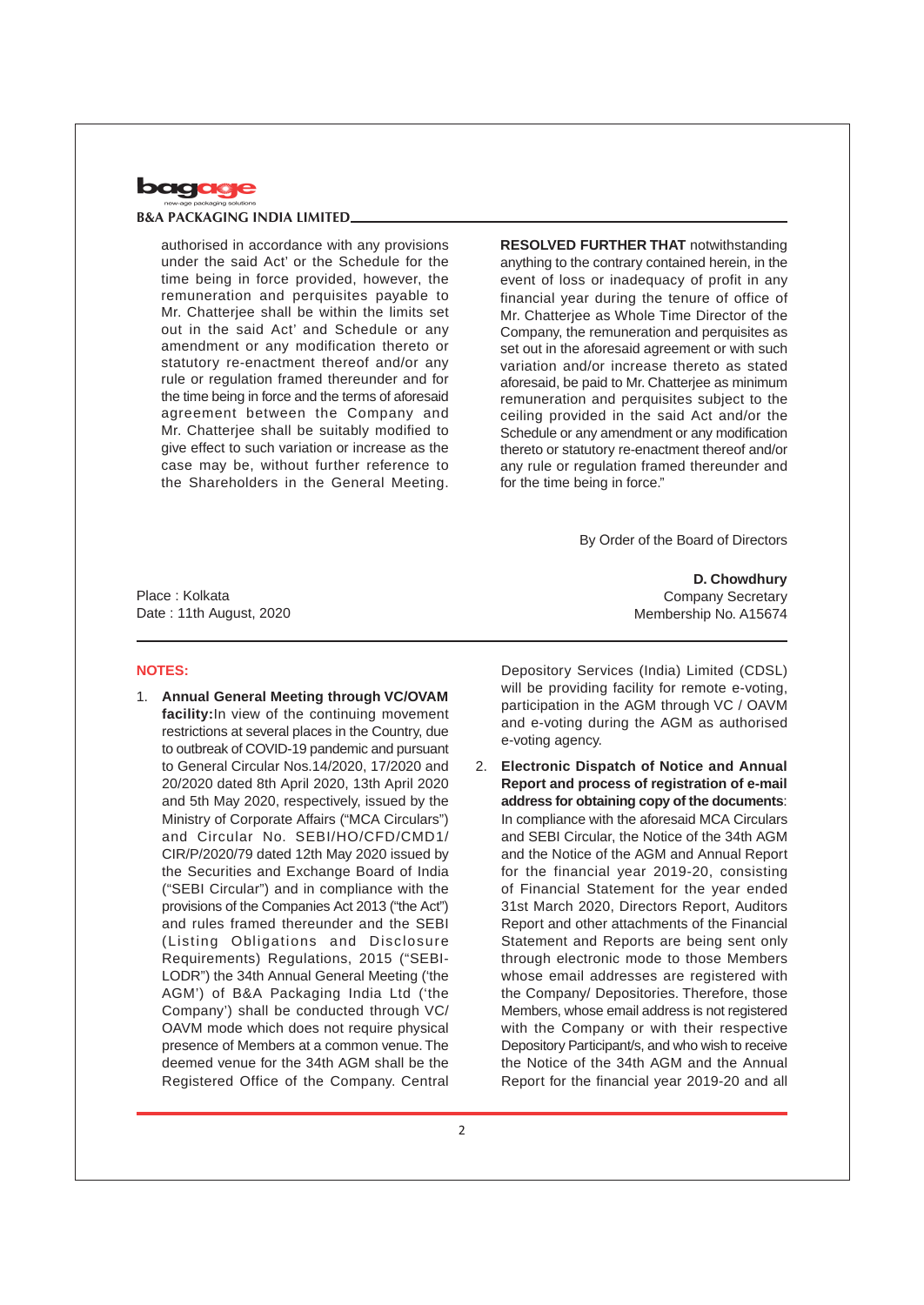authorised in accordance with any provisions under the said Act' or the Schedule for the time being in force provided, however, the remuneration and perquisites payable to Mr. Chatterjee shall be within the limits set out in the said Act' and Schedule or any amendment or any modification thereto or statutory re-enactment thereof and/or any rule or regulation framed thereunder and for the time being in force and the terms of aforesaid agreement between the Company and Mr. Chatterjee shall be suitably modified to give effect to such variation or increase as the case may be, without further reference to the Shareholders in the General Meeting.

**RESOLVED FURTHER THAT** notwithstanding anything to the contrary contained herein, in the event of loss or inadequacy of profit in any financial year during the tenure of office of Mr. Chatterjee as Whole Time Director of the Company, the remuneration and perquisites as set out in the aforesaid agreement or with such variation and/or increase thereto as stated aforesaid, be paid to Mr. Chatterjee as minimum remuneration and perquisites subject to the ceiling provided in the said Act and/or the Schedule or any amendment or any modification thereto or statutory re-enactment thereof and/or any rule or regulation framed thereunder and for the time being in force."

By Order of the Board of Directors

Place : Kolkata
Date : 11th August, 2020

**D. Chowdhury**
Company Secretary
Membership No. A15674

**NOTES:**

1. **Annual General Meeting through VC/OVAM facility:** In view of the continuing movement restrictions at several places in the Country, due to outbreak of COVID-19 pandemic and pursuant to General Circular Nos.14/2020, 17/2020 and 20/2020 dated 8th April 2020, 13th April 2020 and 5th May 2020, respectively, issued by the Ministry of Corporate Affairs ("MCA Circulars") and Circular No. SEBI/HO/CFD/CMD1/CIR/P/2020/79 dated 12th May 2020 issued by the Securities and Exchange Board of India ("SEBI Circular") and in compliance with the provisions of the Companies Act 2013 ("the Act") and rules framed thereunder and the SEBI (Listing Obligations and Disclosure Requirements) Regulations, 2015 ("SEBI-LODR") the 34th Annual General Meeting ('the AGM') of B&A Packaging India Ltd ('the Company') shall be conducted through VC/OAVM mode which does not require physical presence of Members at a common venue. The deemed venue for the 34th AGM shall be the Registered Office of the Company. Central Depository Services (India) Limited (CDSL) will be providing facility for remote e-voting, participation in the AGM through VC / OAVM and e-voting during the AGM as authorised e-voting agency.

2. **Electronic Dispatch of Notice and Annual Report and process of registration of e-mail address for obtaining copy of the documents**: In compliance with the aforesaid MCA Circulars and SEBI Circular, the Notice of the 34th AGM and the Notice of the AGM and Annual Report for the financial year 2019-20, consisting of Financial Statement for the year ended 31st March 2020, Directors Report, Auditors Report and other attachments of the Financial Statement and Reports are being sent only through electronic mode to those Members whose email addresses are registered with the Company/ Depositories. Therefore, those Members, whose email address is not registered with the Company or with their respective Depository Participant/s, and who wish to receive the Notice of the 34th AGM and the Annual Report for the financial year 2019-20 and all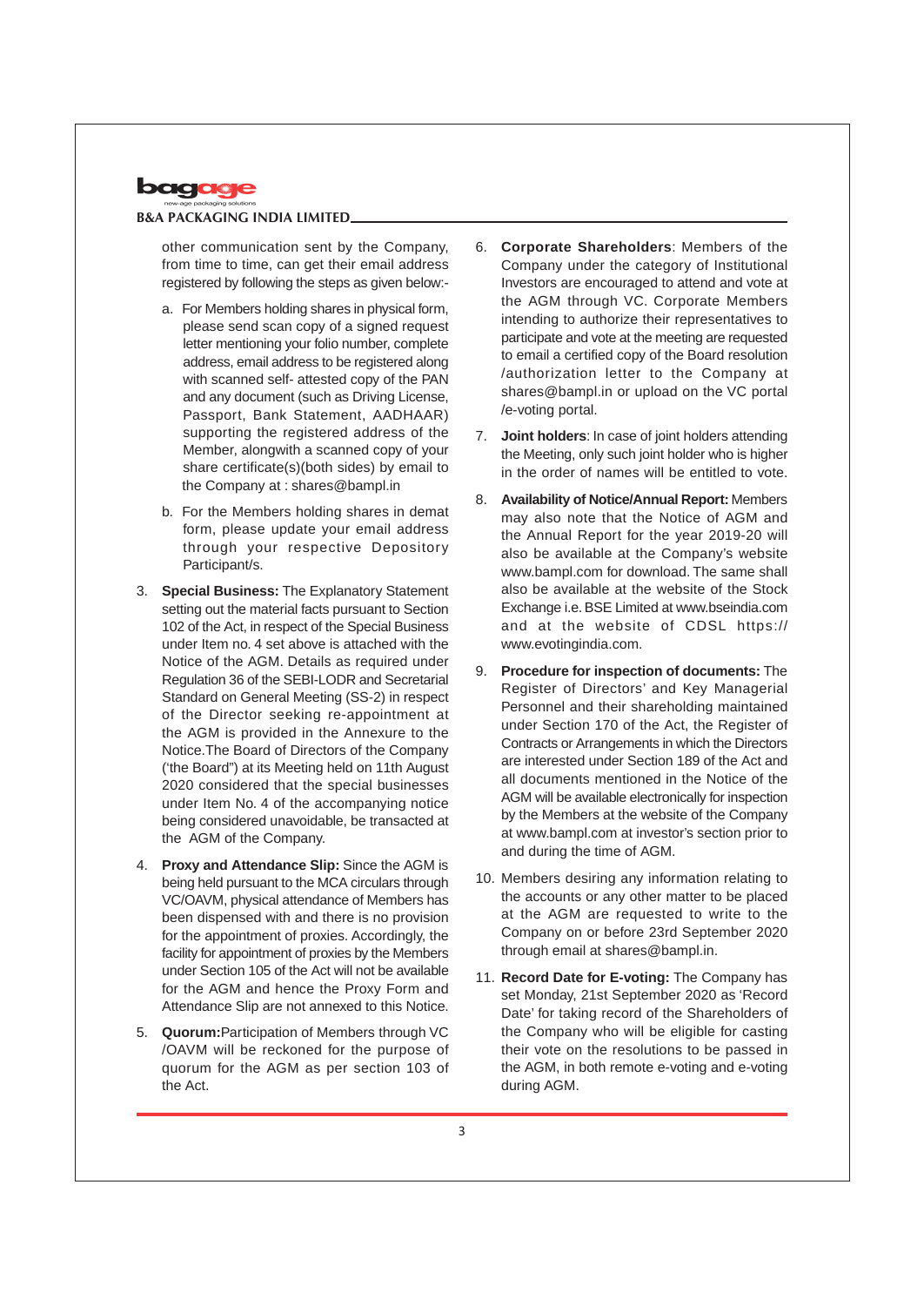other communication sent by the Company, from time to time, can get their email address registered by following the steps as given below:-

a. For Members holding shares in physical form, please send scan copy of a signed request letter mentioning your folio number, complete address, email address to be registered along with scanned self- attested copy of the PAN and any document (such as Driving License, Passport, Bank Statement, AADHAAR) supporting the registered address of the Member, alongwith a scanned copy of your share certificate(s)(both sides) by email to the Company at : shares@bampl.in

b. For the Members holding shares in demat form, please update your email address through your respective Depository Participant/s.

3. **Special Business:** The Explanatory Statement setting out the material facts pursuant to Section 102 of the Act, in respect of the Special Business under Item no. 4 set above is attached with the Notice of the AGM. Details as required under Regulation 36 of the SEBI-LODR and Secretarial Standard on General Meeting (SS-2) in respect of the Director seeking re-appointment at the AGM is provided in the Annexure to the Notice.The Board of Directors of the Company ('the Board") at its Meeting held on 11th August 2020 considered that the special businesses under Item No. 4 of the accompanying notice being considered unavoidable, be transacted at the AGM of the Company.

4. **Proxy and Attendance Slip:** Since the AGM is being held pursuant to the MCA circulars through VC/OAVM, physical attendance of Members has been dispensed with and there is no provision for the appointment of proxies. Accordingly, the facility for appointment of proxies by the Members under Section 105 of the Act will not be available for the AGM and hence the Proxy Form and Attendance Slip are not annexed to this Notice.

5. **Quorum:**Participation of Members through VC /OAVM will be reckoned for the purpose of quorum for the AGM as per section 103 of the Act.

6. **Corporate Shareholders**: Members of the Company under the category of Institutional Investors are encouraged to attend and vote at the AGM through VC. Corporate Members intending to authorize their representatives to participate and vote at the meeting are requested to email a certified copy of the Board resolution /authorization letter to the Company at shares@bampl.in or upload on the VC portal /e-voting portal.

7. **Joint holders**: In case of joint holders attending the Meeting, only such joint holder who is higher in the order of names will be entitled to vote.

8. **Availability of Notice/Annual Report:** Members may also note that the Notice of AGM and the Annual Report for the year 2019-20 will also be available at the Company's website www.bampl.com for download. The same shall also be available at the website of the Stock Exchange i.e. BSE Limited at www.bseindia.com and at the website of CDSL https:// www.evotingindia.com.

9. **Procedure for inspection of documents:** The Register of Directors' and Key Managerial Personnel and their shareholding maintained under Section 170 of the Act, the Register of Contracts or Arrangements in which the Directors are interested under Section 189 of the Act and all documents mentioned in the Notice of the AGM will be available electronically for inspection by the Members at the website of the Company at www.bampl.com at investor's section prior to and during the time of AGM.

10. Members desiring any information relating to the accounts or any other matter to be placed at the AGM are requested to write to the Company on or before 23rd September 2020 through email at shares@bampl.in.

11. **Record Date for E-voting:** The Company has set Monday, 21st September 2020 as 'Record Date' for taking record of the Shareholders of the Company who will be eligible for casting their vote on the resolutions to be passed in the AGM, in both remote e-voting and e-voting during AGM.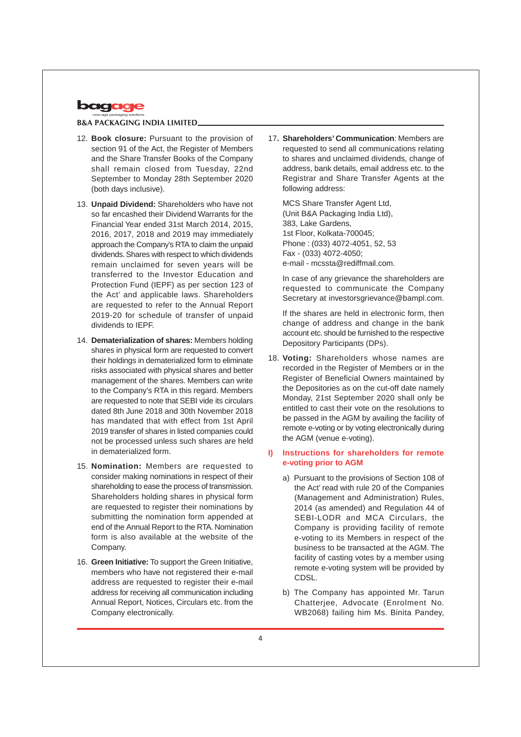12. **Book closure:** Pursuant to the provision of section 91 of the Act, the Register of Members and the Share Transfer Books of the Company shall remain closed from Tuesday, 22nd September to Monday 28th September 2020 (both days inclusive).

13. **Unpaid Dividend:** Shareholders who have not so far encashed their Dividend Warrants for the Financial Year ended 31st March 2014, 2015, 2016, 2017, 2018 and 2019 may immediately approach the Company's RTA to claim the unpaid dividends. Shares with respect to which dividends remain unclaimed for seven years will be transferred to the Investor Education and Protection Fund (IEPF) as per section 123 of the Act' and applicable laws. Shareholders are requested to refer to the Annual Report 2019-20 for schedule of transfer of unpaid dividends to IEPF.

14. **Dematerialization of shares:** Members holding shares in physical form are requested to convert their holdings in dematerialized form to eliminate risks associated with physical shares and better management of the shares. Members can write to the Company's RTA in this regard. Members are requested to note that SEBI vide its circulars dated 8th June 2018 and 30th November 2018 has mandated that with effect from 1st April 2019 transfer of shares in listed companies could not be processed unless such shares are held in dematerialized form.

15. **Nomination:** Members are requested to consider making nominations in respect of their shareholding to ease the process of transmission. Shareholders holding shares in physical form are requested to register their nominations by submitting the nomination form appended at end of the Annual Report to the RTA. Nomination form is also available at the website of the Company.

16. **Green Initiative:** To support the Green Initiative, members who have not registered their e-mail address are requested to register their e-mail address for receiving all communication including Annual Report, Notices, Circulars etc. from the Company electronically.

17. **Shareholders' Communication**: Members are requested to send all communications relating to shares and unclaimed dividends, change of address, bank details, email address etc. to the Registrar and Share Transfer Agents at the following address:

    MCS Share Transfer Agent Ltd,
    (Unit B&A Packaging India Ltd),
    383, Lake Gardens,
    1st Floor, Kolkata-700045;
    Phone : (033) 4072-4051, 52, 53
    Fax - (033) 4072-4050;
    e-mail - mcssta@rediffmail.com.

    In case of any grievance the shareholders are requested to communicate the Company Secretary at investorsgrievance@bampl.com.

    If the shares are held in electronic form, then change of address and change in the bank account etc. should be furnished to the respective Depository Participants (DPs).

18. **Voting:** Shareholders whose names are recorded in the Register of Members or in the Register of Beneficial Owners maintained by the Depositories as on the cut-off date namely Monday, 21st September 2020 shall only be entitled to cast their vote on the resolutions to be passed in the AGM by availing the facility of remote e-voting or by voting electronically during the AGM (venue e-voting).

### I) Instructions for shareholders for remote e-voting prior to AGM

a) Pursuant to the provisions of Section 108 of the Act' read with rule 20 of the Companies (Management and Administration) Rules, 2014 (as amended) and Regulation 44 of SEBI-LODR and MCA Circulars, the Company is providing facility of remote e-voting to its Members in respect of the business to be transacted at the AGM. The facility of casting votes by a member using remote e-voting system will be provided by CDSL.

b) The Company has appointed Mr. Tarun Chatterjee, Advocate (Enrolment No. WB2068) failing him Ms. Binita Pandey,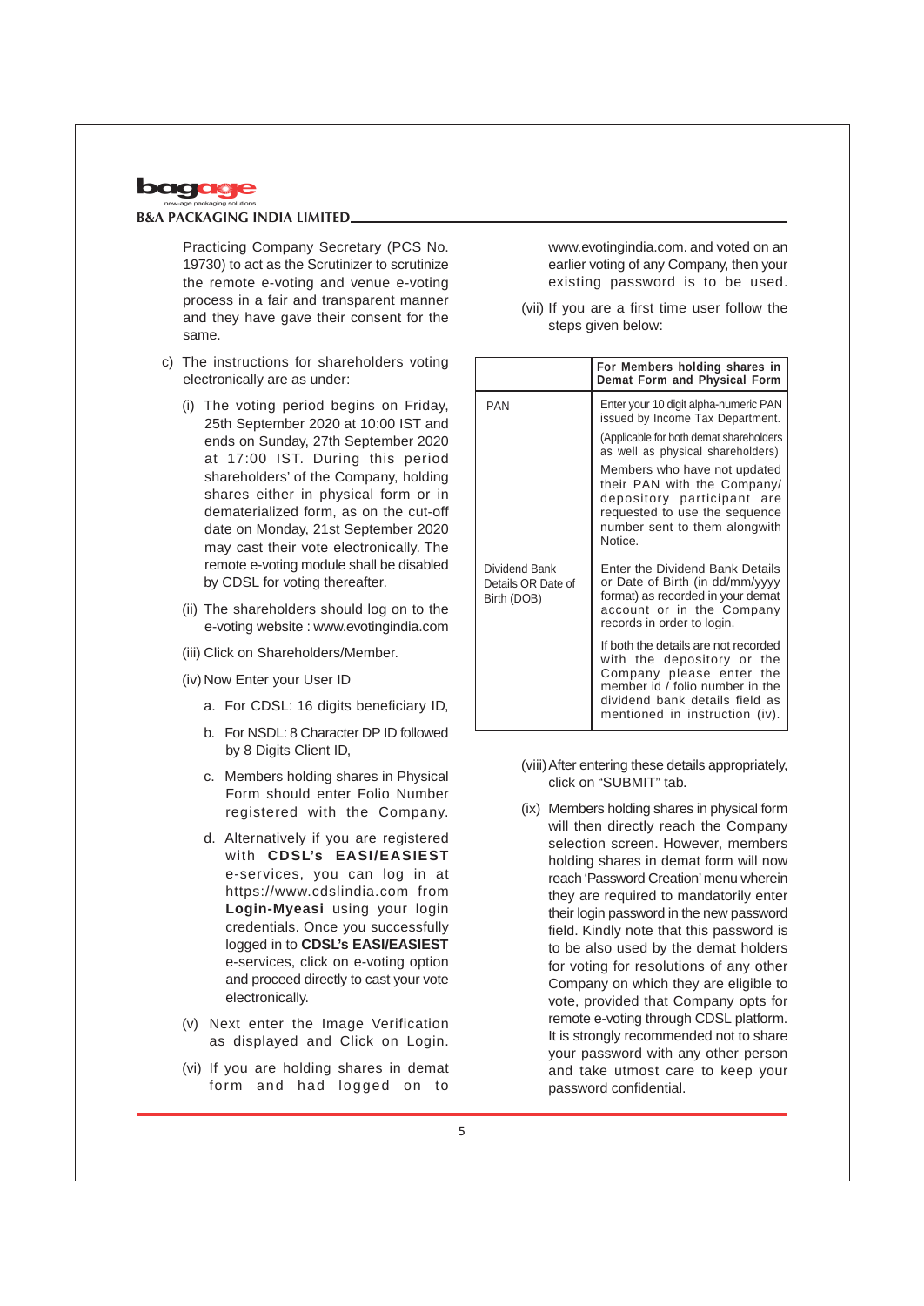Practicing Company Secretary (PCS No. 19730) to act as the Scrutinizer to scrutinize the remote e-voting and venue e-voting process in a fair and transparent manner and they have gave their consent for the same.

c) The instructions for shareholders voting electronically are as under:

   (i) The voting period begins on Friday, 25th September 2020 at 10:00 IST and ends on Sunday, 27th September 2020 at 17:00 IST. During this period shareholders' of the Company, holding shares either in physical form or in dematerialized form, as on the cut-off date on Monday, 21st September 2020 may cast their vote electronically. The remote e-voting module shall be disabled by CDSL for voting thereafter.

   (ii) The shareholders should log on to the e-voting website : www.evotingindia.com

   (iii) Click on Shareholders/Member.

   (iv) Now Enter your User ID

      a. For CDSL: 16 digits beneficiary ID,

      b. For NSDL: 8 Character DP ID followed by 8 Digits Client ID,

      c. Members holding shares in Physical Form should enter Folio Number registered with the Company.

      d. Alternatively if you are registered with **CDSL's EASI/EASIEST** e-services, you can log in at https://www.cdslindia.com from **Login-Myeasi** using your login credentials. Once you successfully logged in to **CDSL's EASI/EASIEST** e-services, click on e-voting option and proceed directly to cast your vote electronically.

   (v) Next enter the Image Verification as displayed and Click on Login.

   (vi) If you are holding shares in demat form and had logged on to www.evotingindia.com. and voted on an earlier voting of any Company, then your existing password is to be used.

   (vii) If you are a first time user follow the steps given below:

| | **For Members holding shares in Demat Form and Physical Form** |
|---|---|
| PAN | Enter your 10 digit alpha-numeric PAN issued by Income Tax Department.<br>(Applicable for both demat shareholders as well as physical shareholders)<br>Members who have not updated their PAN with the Company/ depository participant are requested to use the sequence number sent to them alongwith Notice. |
| Dividend Bank Details OR Date of Birth (DOB) | Enter the Dividend Bank Details or Date of Birth (in dd/mm/yyyy format) as recorded in your demat account or in the Company records in order to login.<br>If both the details are not recorded with the depository or the Company please enter the member id / folio number in the dividend bank details field as mentioned in instruction (iv). |

   (viii) After entering these details appropriately, click on "SUBMIT" tab.

   (ix) Members holding shares in physical form will then directly reach the Company selection screen. However, members holding shares in demat form will now reach 'Password Creation' menu wherein they are required to mandatorily enter their login password in the new password field. Kindly note that this password is to be also used by the demat holders for voting for resolutions of any other Company on which they are eligible to vote, provided that Company opts for remote e-voting through CDSL platform. It is strongly recommended not to share your password with any other person and take utmost care to keep your password confidential.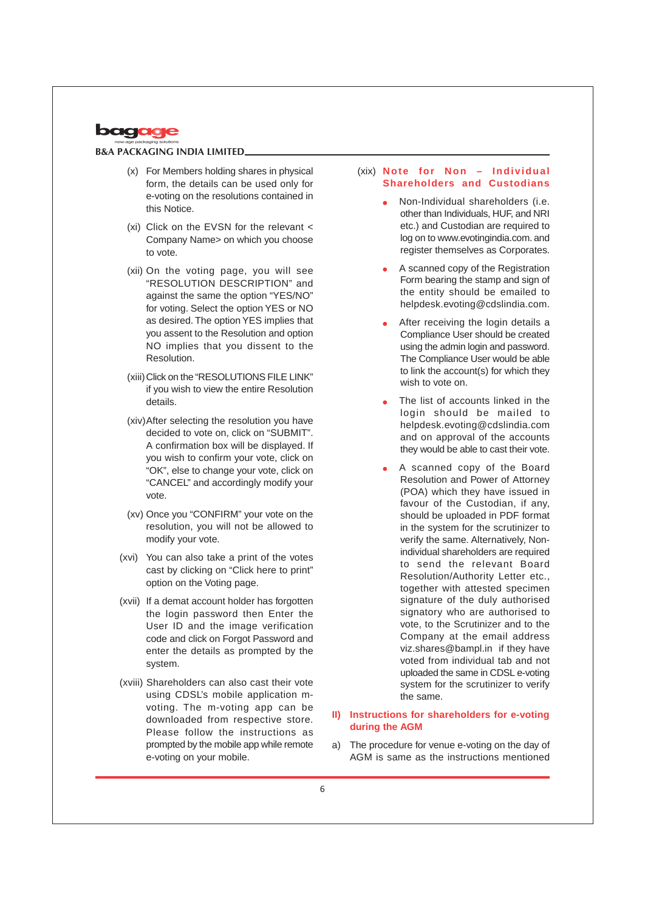(x) For Members holding shares in physical form, the details can be used only for e-voting on the resolutions contained in this Notice.

(xi) Click on the EVSN for the relevant < Company Name> on which you choose to vote.

(xii) On the voting page, you will see "RESOLUTION DESCRIPTION" and against the same the option "YES/NO" for voting. Select the option YES or NO as desired. The option YES implies that you assent to the Resolution and option NO implies that you dissent to the Resolution.

(xiii) Click on the "RESOLUTIONS FILE LINK" if you wish to view the entire Resolution details.

(xiv) After selecting the resolution you have decided to vote on, click on "SUBMIT". A confirmation box will be displayed. If you wish to confirm your vote, click on "OK", else to change your vote, click on "CANCEL" and accordingly modify your vote.

(xv) Once you "CONFIRM" your vote on the resolution, you will not be allowed to modify your vote.

(xvi) You can also take a print of the votes cast by clicking on "Click here to print" option on the Voting page.

(xvii) If a demat account holder has forgotten the login password then Enter the User ID and the image verification code and click on Forgot Password and enter the details as prompted by the system.

(xviii) Shareholders can also cast their vote using CDSL's mobile application m-voting. The m-voting app can be downloaded from respective store. Please follow the instructions as prompted by the mobile app while remote e-voting on your mobile.

(xix) **Note for Non – Individual Shareholders and Custodians**

- Non-Individual shareholders (i.e. other than Individuals, HUF, and NRI etc.) and Custodian are required to log on to www.evotingindia.com. and register themselves as Corporates.
- A scanned copy of the Registration Form bearing the stamp and sign of the entity should be emailed to helpdesk.evoting@cdslindia.com.
- After receiving the login details a Compliance User should be created using the admin login and password. The Compliance User would be able to link the account(s) for which they wish to vote on.
- The list of accounts linked in the login should be mailed to helpdesk.evoting@cdslindia.com and on approval of the accounts they would be able to cast their vote.
- A scanned copy of the Board Resolution and Power of Attorney (POA) which they have issued in favour of the Custodian, if any, should be uploaded in PDF format in the system for the scrutinizer to verify the same. Alternatively, Non-individual shareholders are required to send the relevant Board Resolution/Authority Letter etc., together with attested specimen signature of the duly authorised signatory who are authorised to vote, to the Scrutinizer and to the Company at the email address viz.shares@bampl.in if they have voted from individual tab and not uploaded the same in CDSL e-voting system for the scrutinizer to verify the same.

## II) Instructions for shareholders for e-voting during the AGM

a) The procedure for venue e-voting on the day of AGM is same as the instructions mentioned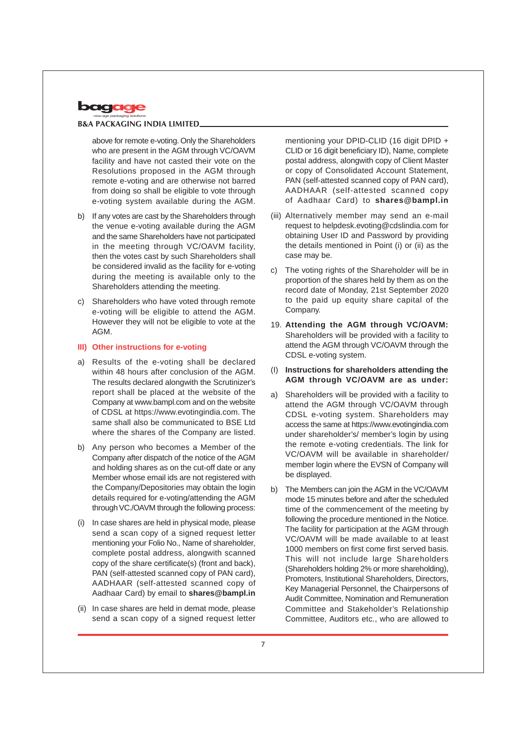above for remote e-voting. Only the Shareholders who are present in the AGM through VC/OAVM facility and have not casted their vote on the Resolutions proposed in the AGM through remote e-voting and are otherwise not barred from doing so shall be eligible to vote through e-voting system available during the AGM.

b) If any votes are cast by the Shareholders through the venue e-voting available during the AGM and the same Shareholders have not participated in the meeting through VC/OAVM facility, then the votes cast by such Shareholders shall be considered invalid as the facility for e-voting during the meeting is available only to the Shareholders attending the meeting.

c) Shareholders who have voted through remote e-voting will be eligible to attend the AGM. However they will not be eligible to vote at the AGM.

### III) Other instructions for e-voting

a) Results of the e-voting shall be declared within 48 hours after conclusion of the AGM. The results declared alongwith the Scrutinizer's report shall be placed at the website of the Company at www.bampl.com and on the website of CDSL at https://www.evotingindia.com. The same shall also be communicated to BSE Ltd where the shares of the Company are listed.

b) Any person who becomes a Member of the Company after dispatch of the notice of the AGM and holding shares as on the cut-off date or any Member whose email ids are not registered with the Company/Depositories may obtain the login details required for e-voting/attending the AGM through VC./OAVM through the following process:

(i) In case shares are held in physical mode, please send a scan copy of a signed request letter mentioning your Folio No., Name of shareholder, complete postal address, alongwith scanned copy of the share certificate(s) (front and back), PAN (self-attested scanned copy of PAN card), AADHAAR (self-attested scanned copy of Aadhaar Card) by email to **shares@bampl.in**

(ii) In case shares are held in demat mode, please send a scan copy of a signed request letter mentioning your DPID-CLID (16 digit DPID + CLID or 16 digit beneficiary ID), Name, complete postal address, alongwith copy of Client Master or copy of Consolidated Account Statement, PAN (self-attested scanned copy of PAN card), AADHAAR (self-attested scanned copy of Aadhaar Card) to **shares@bampl.in**

(iii) Alternatively member may send an e-mail request to helpdesk.evoting@cdslindia.com for obtaining User ID and Password by providing the details mentioned in Point (i) or (ii) as the case may be.

c) The voting rights of the Shareholder will be in proportion of the shares held by them as on the record date of Monday, 21st September 2020 to the paid up equity share capital of the Company.

19. **Attending the AGM through VC/OAVM:** Shareholders will be provided with a facility to attend the AGM through VC/OAVM through the CDSL e-voting system.

(I) **Instructions for shareholders attending the AGM through VC/OAVM are as under:**

a) Shareholders will be provided with a facility to attend the AGM through VC/OAVM through CDSL e-voting system. Shareholders may access the same at https://www.evotingindia.com under shareholder's/ member's login by using the remote e-voting credentials. The link for VC/OAVM will be available in shareholder/ member login where the EVSN of Company will be displayed.

b) The Members can join the AGM in the VC/OAVM mode 15 minutes before and after the scheduled time of the commencement of the meeting by following the procedure mentioned in the Notice. The facility for participation at the AGM through VC/OAVM will be made available to at least 1000 members on first come first served basis. This will not include large Shareholders (Shareholders holding 2% or more shareholding), Promoters, Institutional Shareholders, Directors, Key Managerial Personnel, the Chairpersons of Audit Committee, Nomination and Remuneration Committee and Stakeholder's Relationship Committee, Auditors etc., who are allowed to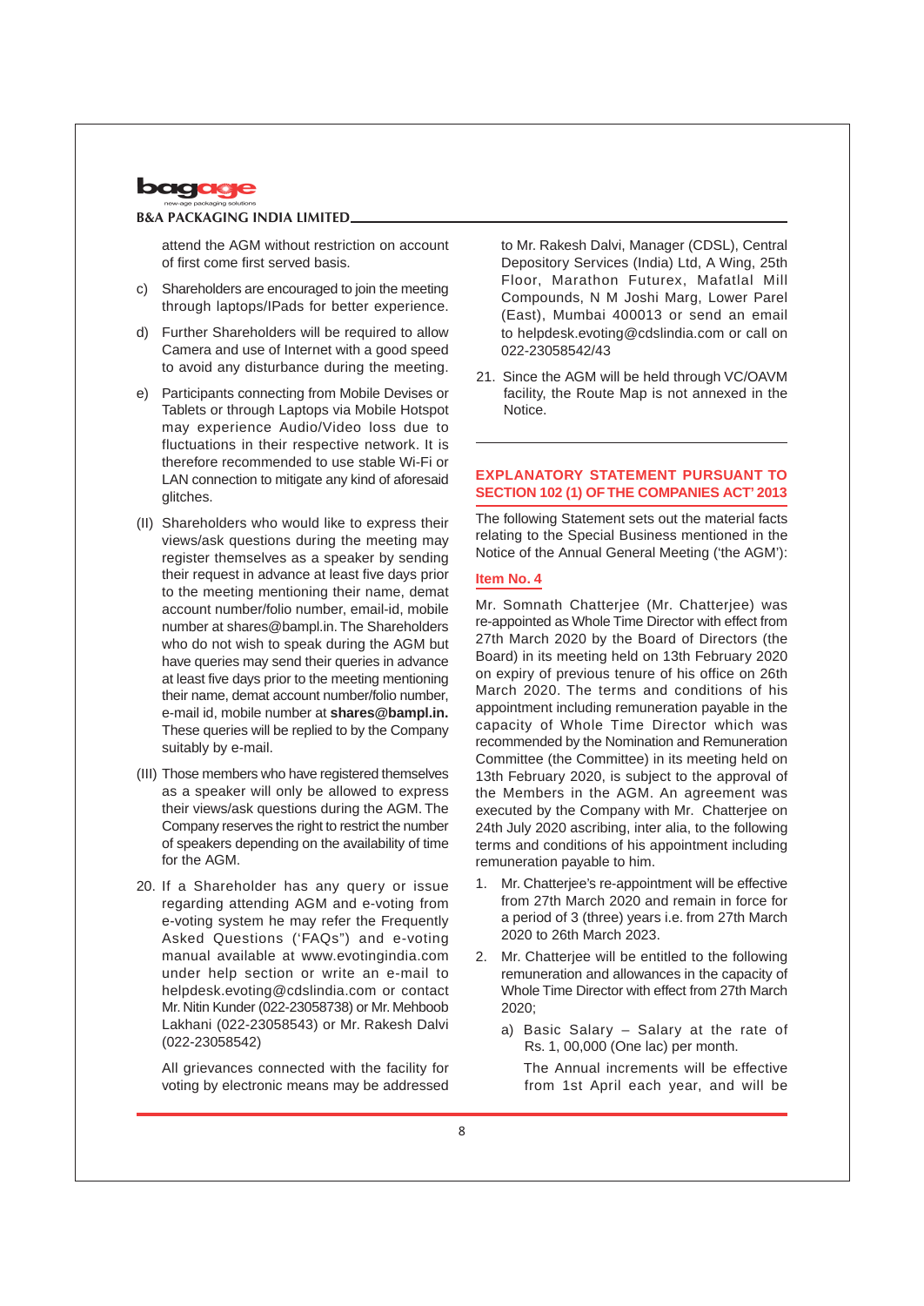attend the AGM without restriction on account of first come first served basis.

c) Shareholders are encouraged to join the meeting through laptops/IPads for better experience.

d) Further Shareholders will be required to allow Camera and use of Internet with a good speed to avoid any disturbance during the meeting.

e) Participants connecting from Mobile Devises or Tablets or through Laptops via Mobile Hotspot may experience Audio/Video loss due to fluctuations in their respective network. It is therefore recommended to use stable Wi-Fi or LAN connection to mitigate any kind of aforesaid glitches.

(II) Shareholders who would like to express their views/ask questions during the meeting may register themselves as a speaker by sending their request in advance at least five days prior to the meeting mentioning their name, demat account number/folio number, email-id, mobile number at shares@bampl.in. The Shareholders who do not wish to speak during the AGM but have queries may send their queries in advance at least five days prior to the meeting mentioning their name, demat account number/folio number, e-mail id, mobile number at **shares@bampl.in.** These queries will be replied to by the Company suitably by e-mail.

(III) Those members who have registered themselves as a speaker will only be allowed to express their views/ask questions during the AGM. The Company reserves the right to restrict the number of speakers depending on the availability of time for the AGM.

20. If a Shareholder has any query or issue regarding attending AGM and e-voting from e-voting system he may refer the Frequently Asked Questions ('FAQs") and e-voting manual available at www.evotingindia.com under help section or write an e-mail to helpdesk.evoting@cdslindia.com or contact Mr. Nitin Kunder (022-23058738) or Mr. Mehboob Lakhani (022-23058543) or Mr. Rakesh Dalvi (022-23058542)

    All grievances connected with the facility for voting by electronic means may be addressed to Mr. Rakesh Dalvi, Manager (CDSL), Central Depository Services (India) Ltd, A Wing, 25th Floor, Marathon Futurex, Mafatlal Mill Compounds, N M Joshi Marg, Lower Parel (East), Mumbai 400013 or send an email to helpdesk.evoting@cdslindia.com or call on 022-23058542/43

21. Since the AGM will be held through VC/OAVM facility, the Route Map is not annexed in the Notice.

## EXPLANATORY STATEMENT PURSUANT TO SECTION 102 (1) OF THE COMPANIES ACT' 2013

The following Statement sets out the material facts relating to the Special Business mentioned in the Notice of the Annual General Meeting ('the AGM'):

### Item No. 4

Mr. Somnath Chatterjee (Mr. Chatterjee) was re-appointed as Whole Time Director with effect from 27th March 2020 by the Board of Directors (the Board) in its meeting held on 13th February 2020 on expiry of previous tenure of his office on 26th March 2020. The terms and conditions of his appointment including remuneration payable in the capacity of Whole Time Director which was recommended by the Nomination and Remuneration Committee (the Committee) in its meeting held on 13th February 2020, is subject to the approval of the Members in the AGM. An agreement was executed by the Company with Mr. Chatterjee on 24th July 2020 ascribing, inter alia, to the following terms and conditions of his appointment including remuneration payable to him.

1. Mr. Chatterjee's re-appointment will be effective from 27th March 2020 and remain in force for a period of 3 (three) years i.e. from 27th March 2020 to 26th March 2023.

2. Mr. Chatterjee will be entitled to the following remuneration and allowances in the capacity of Whole Time Director with effect from 27th March 2020;

    a) Basic Salary – Salary at the rate of Rs. 1, 00,000 (One lac) per month.

       The Annual increments will be effective from 1st April each year, and will be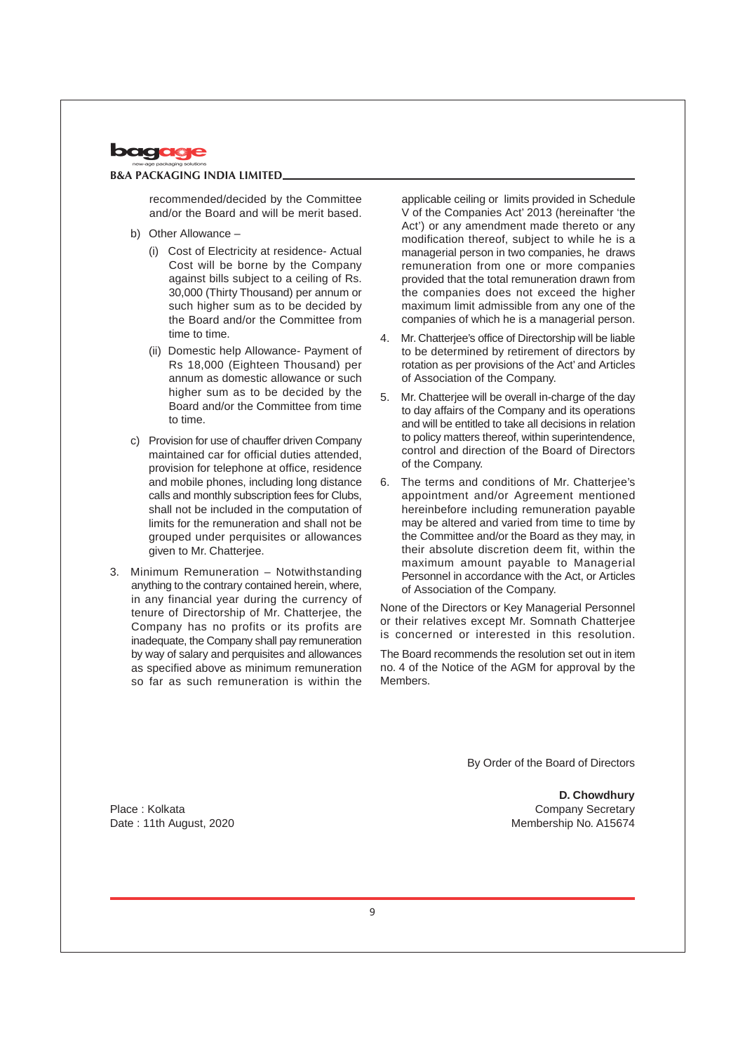recommended/decided by the Committee and/or the Board and will be merit based.

b) Other Allowance –

   (i) Cost of Electricity at residence- Actual Cost will be borne by the Company against bills subject to a ceiling of Rs. 30,000 (Thirty Thousand) per annum or such higher sum as to be decided by the Board and/or the Committee from time to time.

   (ii) Domestic help Allowance- Payment of Rs 18,000 (Eighteen Thousand) per annum as domestic allowance or such higher sum as to be decided by the Board and/or the Committee from time to time.

c) Provision for use of chauffer driven Company maintained car for official duties attended, provision for telephone at office, residence and mobile phones, including long distance calls and monthly subscription fees for Clubs, shall not be included in the computation of limits for the remuneration and shall not be grouped under perquisites or allowances given to Mr. Chatterjee.

3. Minimum Remuneration – Notwithstanding anything to the contrary contained herein, where, in any financial year during the currency of tenure of Directorship of Mr. Chatterjee, the Company has no profits or its profits are inadequate, the Company shall pay remuneration by way of salary and perquisites and allowances as specified above as minimum remuneration so far as such remuneration is within the applicable ceiling or limits provided in Schedule V of the Companies Act' 2013 (hereinafter 'the Act') or any amendment made thereto or any modification thereof, subject to while he is a managerial person in two companies, he draws remuneration from one or more companies provided that the total remuneration drawn from the companies does not exceed the higher maximum limit admissible from any one of the companies of which he is a managerial person.

4. Mr. Chatterjee's office of Directorship will be liable to be determined by retirement of directors by rotation as per provisions of the Act' and Articles of Association of the Company.

5. Mr. Chatterjee will be overall in-charge of the day to day affairs of the Company and its operations and will be entitled to take all decisions in relation to policy matters thereof, within superintendence, control and direction of the Board of Directors of the Company.

6. The terms and conditions of Mr. Chatterjee's appointment and/or Agreement mentioned hereinbefore including remuneration payable may be altered and varied from time to time by the Committee and/or the Board as they may, in their absolute discretion deem fit, within the maximum amount payable to Managerial Personnel in accordance with the Act, or Articles of Association of the Company.

None of the Directors or Key Managerial Personnel or their relatives except Mr. Somnath Chatterjee is concerned or interested in this resolution.

The Board recommends the resolution set out in item no. 4 of the Notice of the AGM for approval by the Members.

By Order of the Board of Directors

**D. Chowdhury**
Company Secretary
Membership No. A15674

Place : Kolkata
Date : 11th August, 2020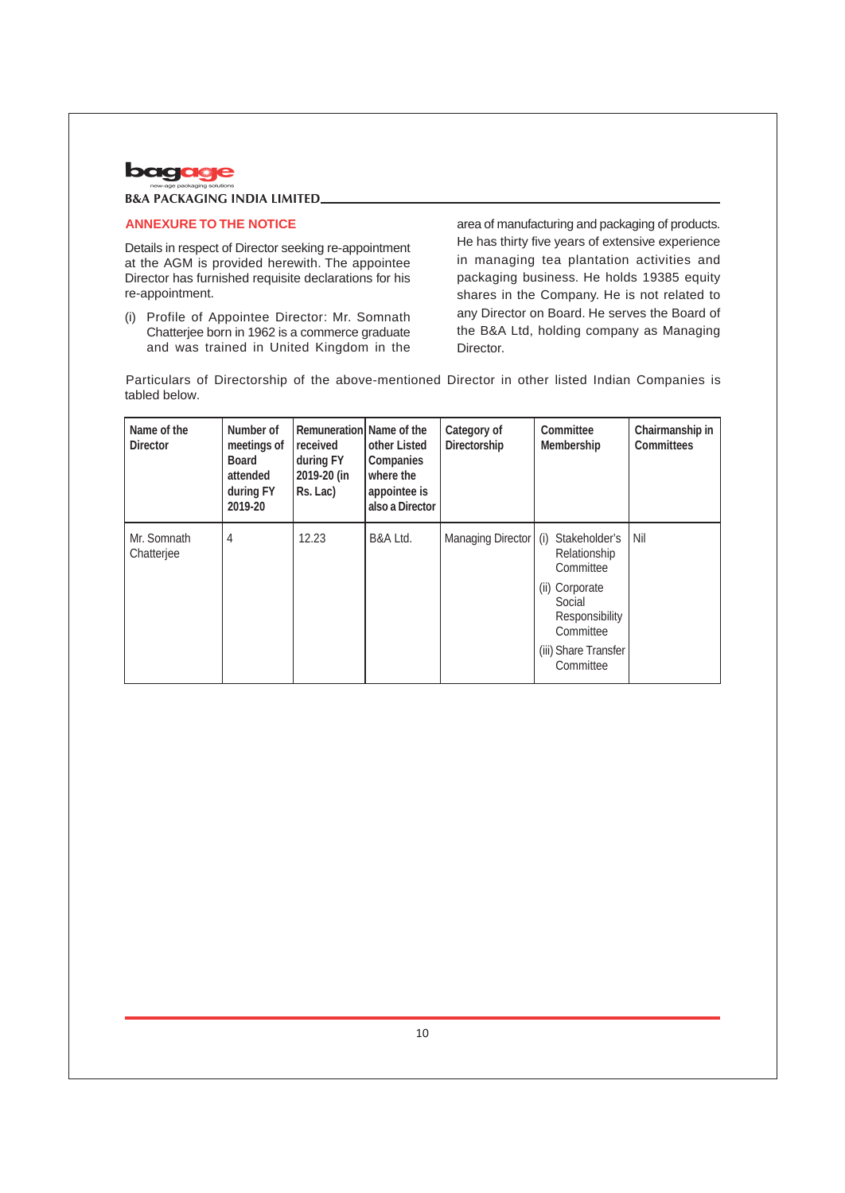## ANNEXURE TO THE NOTICE

Details in respect of Director seeking re-appointment at the AGM is provided herewith. The appointee Director has furnished requisite declarations for his re-appointment.

(i) Profile of Appointee Director: Mr. Somnath Chatterjee born in 1962 is a commerce graduate and was trained in United Kingdom in the area of manufacturing and packaging of products. He has thirty five years of extensive experience in managing tea plantation activities and packaging business. He holds 19385 equity shares in the Company. He is not related to any Director on Board. He serves the Board of the B&A Ltd, holding company as Managing Director.

Particulars of Directorship of the above-mentioned Director in other listed Indian Companies is tabled below.

| Name of the Director | Number of meetings of Board attended during FY 2019-20 | Remuneration received during FY 2019-20 (in Rs. Lac) | Name of the other Listed Companies where the appointee is also a Director | Category of Directorship | Committee Membership | Chairmanship in Committees |
|---|---|---|---|---|---|---|
| Mr. Somnath Chatterjee | 4 | 12.23 | B&A Ltd. | Managing Director | (i) Stakeholder's Relationship Committee<br>(ii) Corporate Social Responsibility Committee<br>(iii) Share Transfer Committee | Nil |